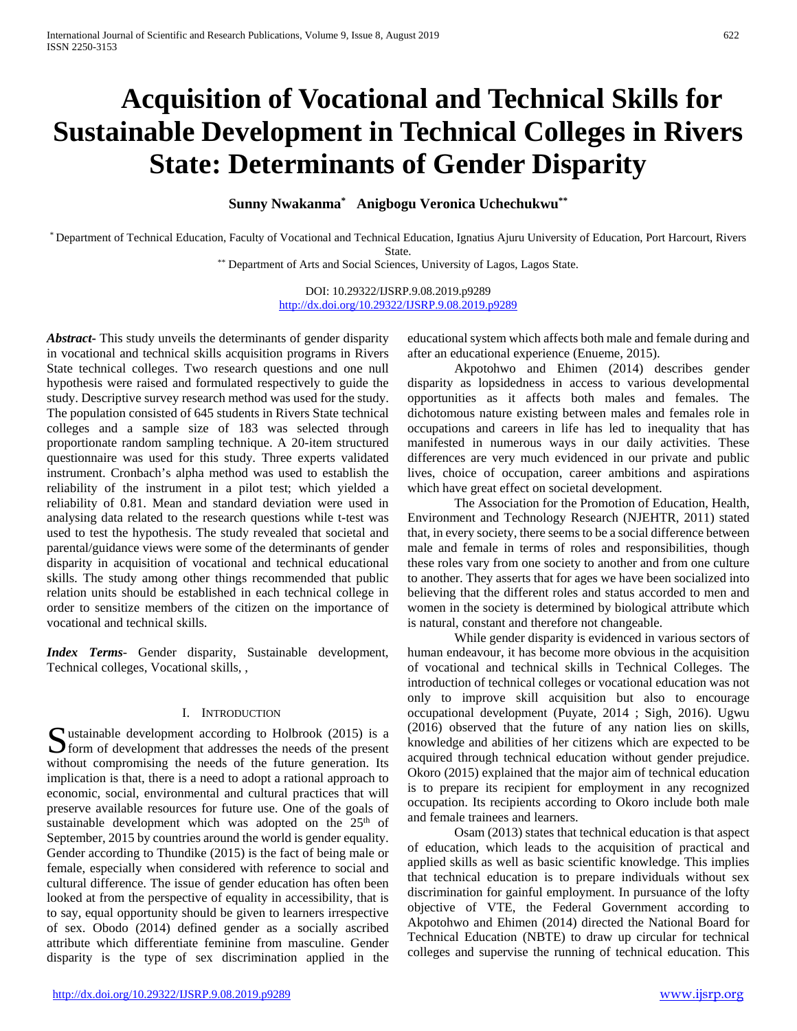# Acquisition of Vocational and Technical Skills for Sustainable Development in Technical Colleges in Rivers State: Determinants of Gender Disparity

**Sunny Nwakanma[*] Anigbogu Veronica Uchechukwu[**]**

[*] Department of Technical Education, Faculty of Vocational and Technical Education, Ignatius Ajuru University of Education, Port Harcourt, Rivers State.

[**] Department of Arts and Social Sciences, University of Lagos, Lagos State.

DOI: 10.29322/IJSRP.9.08.2019.p9289
http://dx.doi.org/10.29322/IJSRP.9.08.2019.p9289

***Abstract-*** This study unveils the determinants of gender disparity in vocational and technical skills acquisition programs in Rivers State technical colleges. Two research questions and one null hypothesis were raised and formulated respectively to guide the study. Descriptive survey research method was used for the study. The population consisted of 645 students in Rivers State technical colleges and a sample size of 183 was selected through proportionate random sampling technique. A 20-item structured questionnaire was used for this study. Three experts validated instrument. Cronbach's alpha method was used to establish the reliability of the instrument in a pilot test; which yielded a reliability of 0.81. Mean and standard deviation were used in analysing data related to the research questions while t-test was used to test the hypothesis. The study revealed that societal and parental/guidance views were some of the determinants of gender disparity in acquisition of vocational and technical educational skills. The study among other things recommended that public relation units should be established in each technical college in order to sensitize members of the citizen on the importance of vocational and technical skills.

***Index Terms-*** Gender disparity, Sustainable development, Technical colleges, Vocational skills, ,

## I. Introduction

Sustainable development according to Holbrook (2015) is a form of development that addresses the needs of the present without compromising the needs of the future generation. Its implication is that, there is a need to adopt a rational approach to economic, social, environmental and cultural practices that will preserve available resources for future use. One of the goals of sustainable development which was adopted on the 25th of September, 2015 by countries around the world is gender equality. Gender according to Thundike (2015) is the fact of being male or female, especially when considered with reference to social and cultural difference. The issue of gender education has often been looked at from the perspective of equality in accessibility, that is to say, equal opportunity should be given to learners irrespective of sex. Obodo (2014) defined gender as a socially ascribed attribute which differentiate feminine from masculine. Gender disparity is the type of sex discrimination applied in the educational system which affects both male and female during and after an educational experience (Enueme, 2015).

Akpotohwo and Ehimen (2014) describes gender disparity as lopsidedness in access to various developmental opportunities as it affects both males and females. The dichotomous nature existing between males and females role in occupations and careers in life has led to inequality that has manifested in numerous ways in our daily activities. These differences are very much evidenced in our private and public lives, choice of occupation, career ambitions and aspirations which have great effect on societal development.

The Association for the Promotion of Education, Health, Environment and Technology Research (NJEHTR, 2011) stated that, in every society, there seems to be a social difference between male and female in terms of roles and responsibilities, though these roles vary from one society to another and from one culture to another. They asserts that for ages we have been socialized into believing that the different roles and status accorded to men and women in the society is determined by biological attribute which is natural, constant and therefore not changeable.

While gender disparity is evidenced in various sectors of human endeavour, it has become more obvious in the acquisition of vocational and technical skills in Technical Colleges. The introduction of technical colleges or vocational education was not only to improve skill acquisition but also to encourage occupational development (Puyate, 2014 ; Sigh, 2016). Ugwu (2016) observed that the future of any nation lies on skills, knowledge and abilities of her citizens which are expected to be acquired through technical education without gender prejudice. Okoro (2015) explained that the major aim of technical education is to prepare its recipient for employment in any recognized occupation. Its recipients according to Okoro include both male and female trainees and learners.

Osam (2013) states that technical education is that aspect of education, which leads to the acquisition of practical and applied skills as well as basic scientific knowledge. This implies that technical education is to prepare individuals without sex discrimination for gainful employment. In pursuance of the lofty objective of VTE, the Federal Government according to Akpotohwo and Ehimen (2014) directed the National Board for Technical Education (NBTE) to draw up circular for technical colleges and supervise the running of technical education. This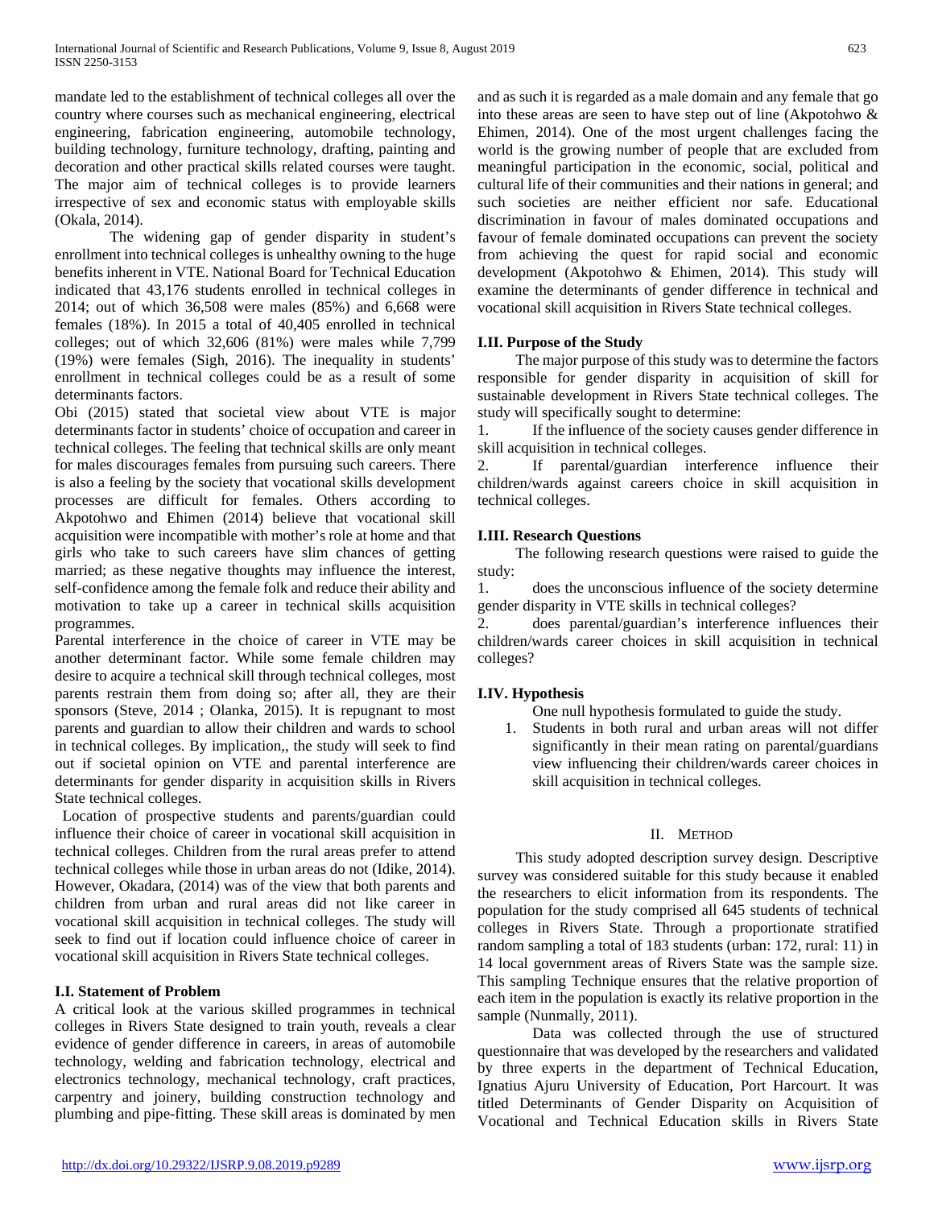mandate led to the establishment of technical colleges all over the country where courses such as mechanical engineering, electrical engineering, fabrication engineering, automobile technology, building technology, furniture technology, drafting, painting and decoration and other practical skills related courses were taught. The major aim of technical colleges is to provide learners irrespective of sex and economic status with employable skills (Okala, 2014).

The widening gap of gender disparity in student's enrollment into technical colleges is unhealthy owning to the huge benefits inherent in VTE. National Board for Technical Education indicated that 43,176 students enrolled in technical colleges in 2014; out of which 36,508 were males (85%) and 6,668 were females (18%). In 2015 a total of 40,405 enrolled in technical colleges; out of which 32,606 (81%) were males while 7,799 (19%) were females (Sigh, 2016). The inequality in students' enrollment in technical colleges could be as a result of some determinants factors.

Obi (2015) stated that societal view about VTE is major determinants factor in students' choice of occupation and career in technical colleges. The feeling that technical skills are only meant for males discourages females from pursuing such careers. There is also a feeling by the society that vocational skills development processes are difficult for females. Others according to Akpotohwo and Ehimen (2014) believe that vocational skill acquisition were incompatible with mother's role at home and that girls who take to such careers have slim chances of getting married; as these negative thoughts may influence the interest, self-confidence among the female folk and reduce their ability and motivation to take up a career in technical skills acquisition programmes.

Parental interference in the choice of career in VTE may be another determinant factor. While some female children may desire to acquire a technical skill through technical colleges, most parents restrain them from doing so; after all, they are their sponsors (Steve, 2014 ; Olanka, 2015). It is repugnant to most parents and guardian to allow their children and wards to school in technical colleges. By implication,, the study will seek to find out if societal opinion on VTE and parental interference are determinants for gender disparity in acquisition skills in Rivers State technical colleges.

Location of prospective students and parents/guardian could influence their choice of career in vocational skill acquisition in technical colleges. Children from the rural areas prefer to attend technical colleges while those in urban areas do not (Idike, 2014). However, Okadara, (2014) was of the view that both parents and children from urban and rural areas did not like career in vocational skill acquisition in technical colleges. The study will seek to find out if location could influence choice of career in vocational skill acquisition in Rivers State technical colleges.

### I.I. Statement of Problem

A critical look at the various skilled programmes in technical colleges in Rivers State designed to train youth, reveals a clear evidence of gender difference in careers, in areas of automobile technology, welding and fabrication technology, electrical and electronics technology, mechanical technology, craft practices, carpentry and joinery, building construction technology and plumbing and pipe-fitting. These skill areas is dominated by men and as such it is regarded as a male domain and any female that go into these areas are seen to have step out of line (Akpotohwo & Ehimen, 2014). One of the most urgent challenges facing the world is the growing number of people that are excluded from meaningful participation in the economic, social, political and cultural life of their communities and their nations in general; and such societies are neither efficient nor safe. Educational discrimination in favour of males dominated occupations and favour of female dominated occupations can prevent the society from achieving the quest for rapid social and economic development (Akpotohwo & Ehimen, 2014). This study will examine the determinants of gender difference in technical and vocational skill acquisition in Rivers State technical colleges.

### I.II. Purpose of the Study

The major purpose of this study was to determine the factors responsible for gender disparity in acquisition of skill for sustainable development in Rivers State technical colleges. The study will specifically sought to determine:

1. If the influence of the society causes gender difference in skill acquisition in technical colleges.
2. If parental/guardian interference influence their children/wards against careers choice in skill acquisition in technical colleges.

### I.III. Research Questions

The following research questions were raised to guide the study:

1. does the unconscious influence of the society determine gender disparity in VTE skills in technical colleges?
2. does parental/guardian's interference influences their children/wards career choices in skill acquisition in technical colleges?

### I.IV. Hypothesis

One null hypothesis formulated to guide the study.

1. Students in both rural and urban areas will not differ significantly in their mean rating on parental/guardians view influencing their children/wards career choices in skill acquisition in technical colleges.

## II. Method

This study adopted description survey design. Descriptive survey was considered suitable for this study because it enabled the researchers to elicit information from its respondents. The population for the study comprised all 645 students of technical colleges in Rivers State. Through a proportionate stratified random sampling a total of 183 students (urban: 172, rural: 11) in 14 local government areas of Rivers State was the sample size. This sampling Technique ensures that the relative proportion of each item in the population is exactly its relative proportion in the sample (Nunmally, 2011).

Data was collected through the use of structured questionnaire that was developed by the researchers and validated by three experts in the department of Technical Education, Ignatius Ajuru University of Education, Port Harcourt. It was titled Determinants of Gender Disparity on Acquisition of Vocational and Technical Education skills in Rivers State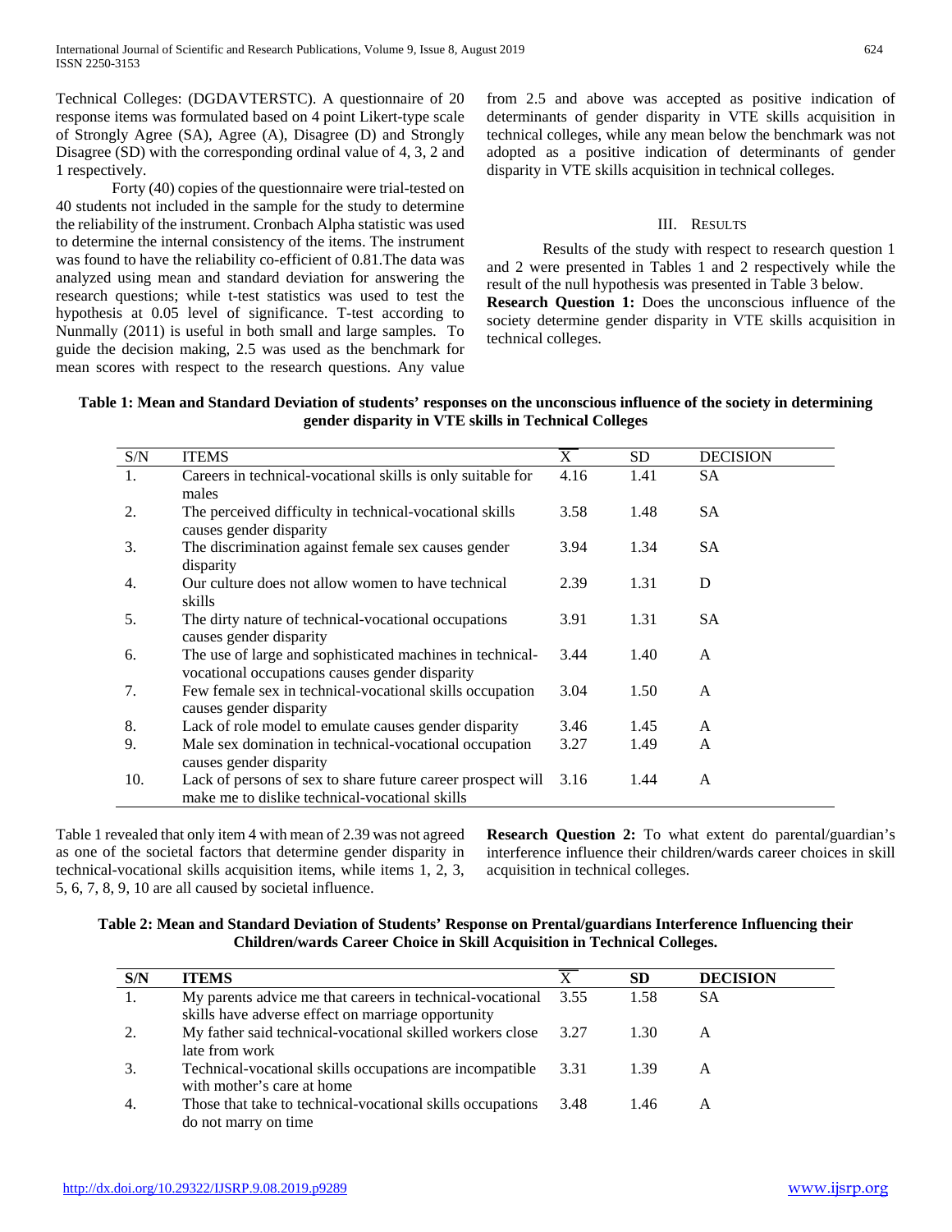Technical Colleges: (DGDAVTERSTC). A questionnaire of 20 response items was formulated based on 4 point Likert-type scale of Strongly Agree (SA), Agree (A), Disagree (D) and Strongly Disagree (SD) with the corresponding ordinal value of 4, 3, 2 and 1 respectively.

Forty (40) copies of the questionnaire were trial-tested on 40 students not included in the sample for the study to determine the reliability of the instrument. Cronbach Alpha statistic was used to determine the internal consistency of the items. The instrument was found to have the reliability co-efficient of 0.81.The data was analyzed using mean and standard deviation for answering the research questions; while t-test statistics was used to test the hypothesis at 0.05 level of significance. T-test according to Nunmally (2011) is useful in both small and large samples. To guide the decision making, 2.5 was used as the benchmark for mean scores with respect to the research questions. Any value from 2.5 and above was accepted as positive indication of determinants of gender disparity in VTE skills acquisition in technical colleges, while any mean below the benchmark was not adopted as a positive indication of determinants of gender disparity in VTE skills acquisition in technical colleges.

## III. Results

Results of the study with respect to research question 1 and 2 were presented in Tables 1 and 2 respectively while the result of the null hypothesis was presented in Table 3 below.

**Research Question 1:** Does the unconscious influence of the society determine gender disparity in VTE skills acquisition in technical colleges.

**Table 1: Mean and Standard Deviation of students' responses on the unconscious influence of the society in determining gender disparity in VTE skills in Technical Colleges**

| S/N | ITEMS | $\overline{X}$ | SD | DECISION |
|---|---|---|---|---|
| 1. | Careers in technical-vocational skills is only suitable for males | 4.16 | 1.41 | SA |
| 2. | The perceived difficulty in technical-vocational skills causes gender disparity | 3.58 | 1.48 | SA |
| 3. | The discrimination against female sex causes gender disparity | 3.94 | 1.34 | SA |
| 4. | Our culture does not allow women to have technical skills | 2.39 | 1.31 | D |
| 5. | The dirty nature of technical-vocational occupations causes gender disparity | 3.91 | 1.31 | SA |
| 6. | The use of large and sophisticated machines in technical-vocational occupations causes gender disparity | 3.44 | 1.40 | A |
| 7. | Few female sex in technical-vocational skills occupation causes gender disparity | 3.04 | 1.50 | A |
| 8. | Lack of role model to emulate causes gender disparity | 3.46 | 1.45 | A |
| 9. | Male sex domination in technical-vocational occupation causes gender disparity | 3.27 | 1.49 | A |
| 10. | Lack of persons of sex to share future career prospect will make me to dislike technical-vocational skills | 3.16 | 1.44 | A |

Table 1 revealed that only item 4 with mean of 2.39 was not agreed as one of the societal factors that determine gender disparity in technical-vocational skills acquisition items, while items 1, 2, 3, 5, 6, 7, 8, 9, 10 are all caused by societal influence.

**Research Question 2:** To what extent do parental/guardian's interference influence their children/wards career choices in skill acquisition in technical colleges.

**Table 2: Mean and Standard Deviation of Students' Response on Prental/guardians Interference Influencing their Children/wards Career Choice in Skill Acquisition in Technical Colleges.**

| S/N | ITEMS | $\overline{X}$ | SD | DECISION |
|---|---|---|---|---|
| 1. | My parents advice me that careers in technical-vocational skills have adverse effect on marriage opportunity | 3.55 | 1.58 | SA |
| 2. | My father said technical-vocational skilled workers close late from work | 3.27 | 1.30 | A |
| 3. | Technical-vocational skills occupations are incompatible with mother's care at home | 3.31 | 1.39 | A |
| 4. | Those that take to technical-vocational skills occupations do not marry on time | 3.48 | 1.46 | A |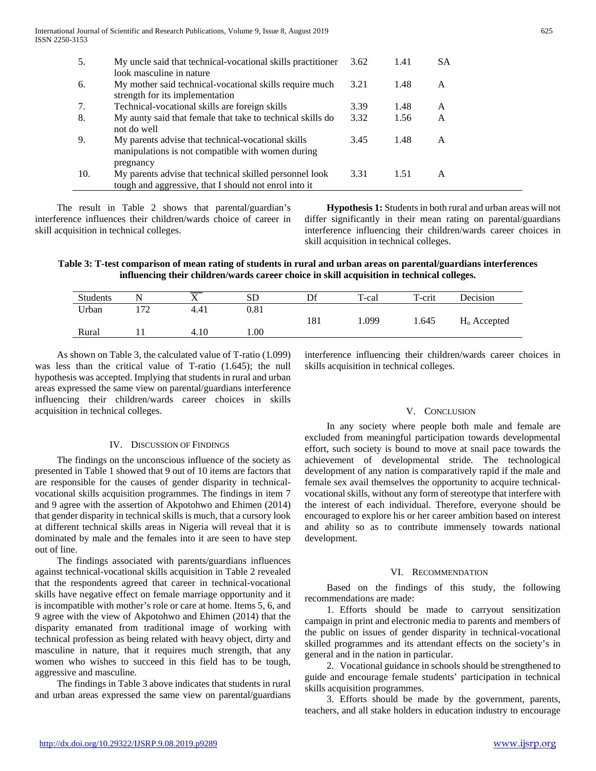| | | | | |
|---|---|---|---|---|
| 5. | My uncle said that technical-vocational skills practitioner look masculine in nature | 3.62 | 1.41 | SA |
| 6. | My mother said technical-vocational skills require much strength for its implementation | 3.21 | 1.48 | A |
| 7. | Technical-vocational skills are foreign skills | 3.39 | 1.48 | A |
| 8. | My aunty said that female that take to technical skills do not do well | 3.32 | 1.56 | A |
| 9. | My parents advise that technical-vocational skills manipulations is not compatible with women during pregnancy | 3.45 | 1.48 | A |
| 10. | My parents advise that technical skilled personnel look tough and aggressive, that I should not enrol into it | 3.31 | 1.51 | A |

The result in Table 2 shows that parental/guardian's interference influences their children/wards choice of career in skill acquisition in technical colleges.

**Hypothesis 1:** Students in both rural and urban areas will not differ significantly in their mean rating on parental/guardians interference influencing their children/wards career choices in skill acquisition in technical colleges.

**Table 3: T-test comparison of mean rating of students in rural and urban areas on parental/guardians interferences influencing their children/wards career choice in skill acquisition in technical colleges.**

| Students | N | $\overline{X}$ | SD | Df | T-cal | T-crit | Decision |
|---|---|---|---|---|---|---|---|
| Urban | 172 | 4.41 | 0.81 | 181 | 1.099 | 1.645 | $H_o$ Accepted |
| Rural | 11 | 4.10 | 1.00 | | | | |

As shown on Table 3, the calculated value of T-ratio (1.099) was less than the critical value of T-ratio (1.645); the null hypothesis was accepted. Implying that students in rural and urban areas expressed the same view on parental/guardians interference influencing their children/wards career choices in skills acquisition in technical colleges.

## IV. Discussion of Findings

The findings on the unconscious influence of the society as presented in Table 1 showed that 9 out of 10 items are factors that are responsible for the causes of gender disparity in technical-vocational skills acquisition programmes. The findings in item 7 and 9 agree with the assertion of Akpotohwo and Ehimen (2014) that gender disparity in technical skills is much, that a cursory look at different technical skills areas in Nigeria will reveal that it is dominated by male and the females into it are seen to have step out of line.

The findings associated with parents/guardians influences against technical-vocational skills acquisition in Table 2 revealed that the respondents agreed that career in technical-vocational skills have negative effect on female marriage opportunity and it is incompatible with mother's role or care at home. Items 5, 6, and 9 agree with the view of Akpotohwo and Ehimen (2014) that the disparity emanated from traditional image of working with technical profession as being related with heavy object, dirty and masculine in nature, that it requires much strength, that any women who wishes to succeed in this field has to be tough, aggressive and masculine.

The findings in Table 3 above indicates that students in rural and urban areas expressed the same view on parental/guardians interference influencing their children/wards career choices in skills acquisition in technical colleges.

## V. Conclusion

In any society where people both male and female are excluded from meaningful participation towards developmental effort, such society is bound to move at snail pace towards the achievement of developmental stride. The technological development of any nation is comparatively rapid if the male and female sex avail themselves the opportunity to acquire technical-vocational skills, without any form of stereotype that interfere with the interest of each individual. Therefore, everyone should be encouraged to explore his or her career ambition based on interest and ability so as to contribute immensely towards national development.

## VI. Recommendation

Based on the findings of this study, the following recommendations are made:

1. Efforts should be made to carryout sensitization campaign in print and electronic media to parents and members of the public on issues of gender disparity in technical-vocational skilled programmes and its attendant effects on the society's in general and in the nation in particular.

2. Vocational guidance in schools should be strengthened to guide and encourage female students' participation in technical skills acquisition programmes.

3. Efforts should be made by the government, parents, teachers, and all stake holders in education industry to encourage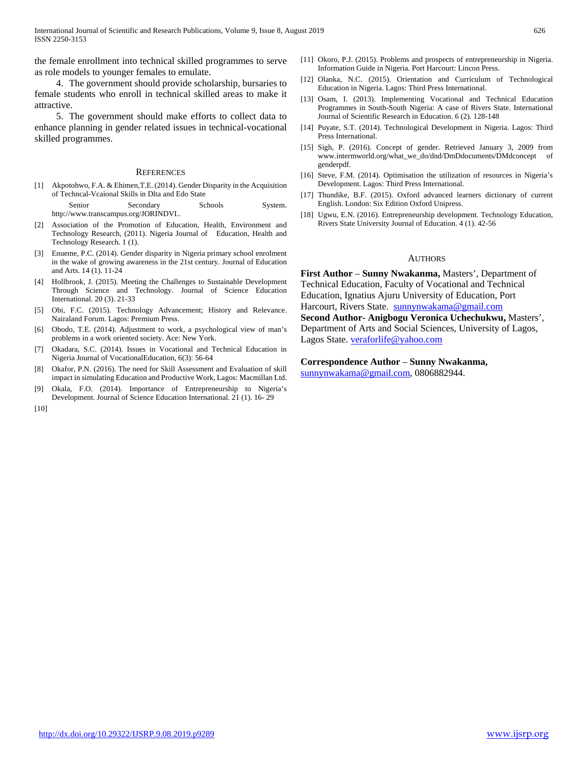the female enrollment into technical skilled programmes to serve as role models to younger females to emulate.

4. The government should provide scholarship, bursaries to female students who enroll in technical skilled areas to make it attractive.

5. The government should make efforts to collect data to enhance planning in gender related issues in technical-vocational skilled programmes.

## References

[1] Akpotohwo, F.A. & Ehimen,T.E. (2014). Gender Disparity in the Acquisition of Techncal-Vcaional Skills in Dlta and Edo State Senior Secondary Schools System. http://www.transcampus.org/JORINDVI..

[2] Association of the Promotion of Education, Health, Environment and Technology Research, (2011). Nigeria Journal of Education, Health and Technology Research. 1 (1).

[3] Enueme, P.C. (2014). Gender disparity in Nigeria primary school enrolment in the wake of growing awareness in the 21st century. Journal of Education and Arts. 14 (1). 11-24

[4] Hollbrook, J. (2015). Meeting the Challenges to Sustainable Development Through Science and Technology. Journal of Science Education International. 20 (3). 21-33

[5] Obi, F.C. (2015). Technology Advancement; History and Relevance. Nairaland Forum. Lagos: Premium Press.

[6] Obodo, T.E. (2014). Adjustment to work, a psychological view of man's problems in a work oriented society. Ace: New York.

[7] Okadara, S.C. (2014). Issues in Vocational and Technical Education in Nigeria Journal of VocationalEducation, 6(3): 56-64

[8] Okafor, P.N. (2016). The need for Skill Assessment and Evaluation of skill impact in simulating Education and Productive Work, Lagos: Macmillan Ltd.

[9] Okala, F.O. (2014). Importance of Entrepreneurship to Nigeria's Development. Journal of Science Education International. 21 (1). 16- 29

[10]

[11] Okoro, P.J. (2015). Problems and prospects of entrepreneurship in Nigeria. Information Guide in Nigeria. Port Harcourt: Lincon Press.

[12] Olanka, N.C. (2015). Orientation and Curriculum of Technological Education in Nigeria. Lagos: Third Press International.

[13] Osam, I. (2013). Implementing Vocational and Technical Education Programmes in South-South Nigeria: A case of Rivers State. International Journal of Scientific Research in Education. 6 (2). 128-148

[14] Puyate, S.T. (2014). Technological Development in Nigeria. Lagos: Third Press International.

[15] Sigh, P. (2016). Concept of gender. Retrieved January 3, 2009 from www.intermworld.org/what_we_do/dnd/DmDdocuments/DMdconcept of genderpdf.

[16] Steve, F.M. (2014). Optimisation the utilization of resources in Nigeria's Development. Lagos: Third Press International.

[17] Thundike, B.F. (2015). Oxford advanced learners dictionary of current English. London: Six Edition Oxford Unipress.

[18] Ugwu, E.N. (2016). Entrepreneurship development. Technology Education, Rivers State University Journal of Education. 4 (1). 42-56

## Authors

**First Author** – **Sunny Nwakanma,** Masters', Department of Technical Education, Faculty of Vocational and Technical Education, Ignatius Ajuru University of Education, Port Harcourt, Rivers State. sunnynwakama@gmail.com

**Second Author- Anigbogu Veronica Uchechukwu,** Masters', Department of Arts and Social Sciences, University of Lagos, Lagos State. veraforlife@yahoo.com

**Correspondence Author** – **Sunny Nwakanma,** sunnynwakama@gmail.com, 0806882944.